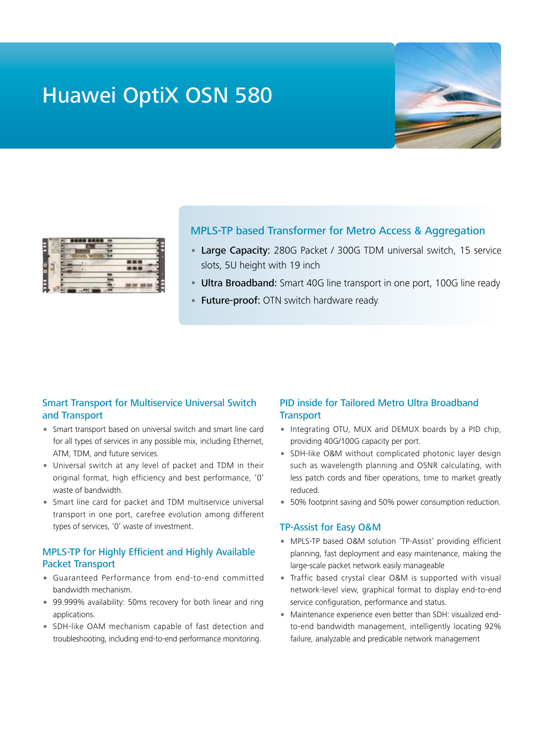# Huawei OptiX OSN 580

## MPLS-TP based Transformer for Metro Access & Aggregation

- **Large Capacity:** 280G Packet / 300G TDM universal switch, 15 service slots, 5U height with 19 inch
- **Ultra Broadband:** Smart 40G line transport in one port, 100G line ready
- **Future-proof:** OTN switch hardware ready

### Smart Transport for Multiservice Universal Switch and Transport

- Smart transport based on universal switch and smart line card for all types of services in any possible mix, including Ethernet, ATM, TDM, and future services.
- Universal switch at any level of packet and TDM in their original format, high efficiency and best performance, '0' waste of bandwidth.
- Smart line card for packet and TDM multiservice universal transport in one port, carefree evolution among different types of services, '0' waste of investment.

### MPLS-TP for Highly Efficient and Highly Available Packet Transport

- Guaranteed Performance from end-to-end committed bandwidth mechanism.
- 99.999% availability: 50ms recovery for both linear and ring applications.
- SDH-like OAM mechanism capable of fast detection and troubleshooting, including end-to-end performance monitoring.

### PID inside for Tailored Metro Ultra Broadband Transport

- Integrating OTU, MUX and DEMUX boards by a PID chip, providing 40G/100G capacity per port.
- SDH-like O&M without complicated photonic layer design such as wavelength planning and OSNR calculating, with less patch cords and fiber operations, time to market greatly reduced.
- 50% footprint saving and 50% power consumption reduction.

### TP-Assist for Easy O&M

- MPLS-TP based O&M solution 'TP-Assist' providing efficient planning, fast deployment and easy maintenance, making the large-scale packet network easily manageable
- Traffic based crystal clear O&M is supported with visual network-level view, graphical format to display end-to-end service configuration, performance and status.
- Maintenance experience even better than SDH: visualized end-to-end bandwidth management, intelligently locating 92% failure, analyzable and predicable network management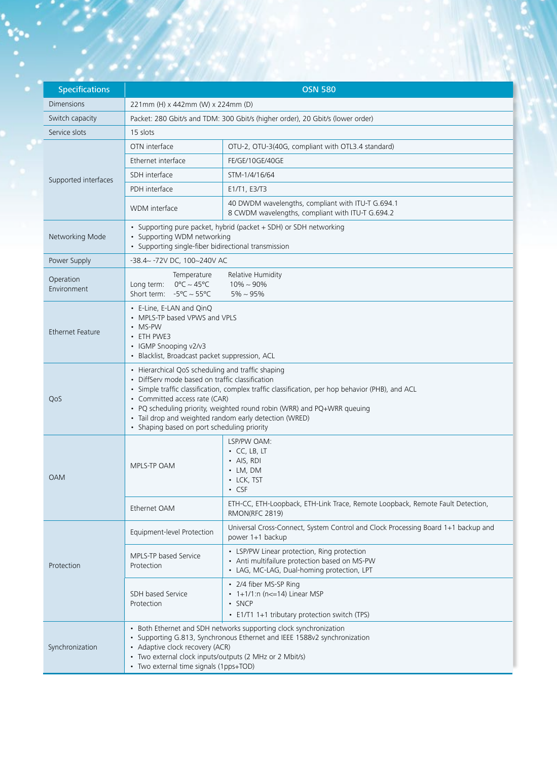| Specifications | OSN 580 | |
|---|---|---|
| Dimensions | 221mm (H) x 442mm (W) x 224mm (D) | |
| Switch capacity | Packet: 280 Gbit/s and TDM: 300 Gbit/s (higher order), 20 Gbit/s (lower order) | |
| Service slots | 15 slots | |
| Supported interfaces | OTN interface | OTU-2, OTU-3(40G, compliant with OTL3.4 standard) |
| | Ethernet interface | FE/GE/10GE/40GE |
| | SDH interface | STM-1/4/16/64 |
| | PDH interface | E1/T1, E3/T3 |
| | WDM interface | 40 DWDM wavelengths, compliant with ITU-T G.694.1<br>8 CWDM wavelengths, compliant with ITU-T G.694.2 |
| Networking Mode | • Supporting pure packet, hybrid (packet + SDH) or SDH networking<br>• Supporting WDM networking<br>• Supporting single-fiber bidirectional transmission | |
| Power Supply | -38.4~ -72V DC, 100~240V AC | |
| Operation Environment | Temperature / Relative Humidity<br>Long term: 0°C ~ 45°C / 10% ~ 90%<br>Short term: -5°C ~ 55°C / 5% ~ 95% | |
| Ethernet Feature | • E-Line, E-LAN and QinQ<br>• MPLS-TP based VPWS and VPLS<br>• MS-PW<br>• ETH PWE3<br>• IGMP Snooping v2/v3<br>• Blacklist, Broadcast packet suppression, ACL | |
| QoS | • Hierarchical QoS scheduling and traffic shaping<br>• DiffServ mode based on traffic classification<br>• Simple traffic classification, complex traffic classification, per hop behavior (PHB), and ACL<br>• Committed access rate (CAR)<br>• PQ scheduling priority, weighted round robin (WRR) and PQ+WRR queuing<br>• Tail drop and weighted random early detection (WRED)<br>• Shaping based on port scheduling priority | |
| OAM | MPLS-TP OAM | LSP/PW OAM:<br>• CC, LB, LT<br>• AIS, RDI<br>• LM, DM<br>• LCK, TST<br>• CSF |
| | Ethernet OAM | ETH-CC, ETH-Loopback, ETH-Link Trace, Remote Loopback, Remote Fault Detection, RMON(RFC 2819) |
| Protection | Equipment-level Protection | Universal Cross-Connect, System Control and Clock Processing Board 1+1 backup and power 1+1 backup |
| | MPLS-TP based Service Protection | • LSP/PW Linear protection, Ring protection<br>• Anti multifailure protection based on MS-PW<br>• LAG, MC-LAG, Dual-homing protection, LPT |
| | SDH based Service Protection | • 2/4 fiber MS-SP Ring<br>• 1+1/1:n (n<=14) Linear MSP<br>• SNCP<br>• E1/T1 1+1 tributary protection switch (TPS) |
| Synchronization | • Both Ethernet and SDH networks supporting clock synchronization<br>• Supporting G.813, Synchronous Ethernet and IEEE 1588v2 synchronization<br>• Adaptive clock recovery (ACR)<br>• Two external clock inputs/outputs (2 MHz or 2 Mbit/s)<br>• Two external time signals (1pps+TOD) | |